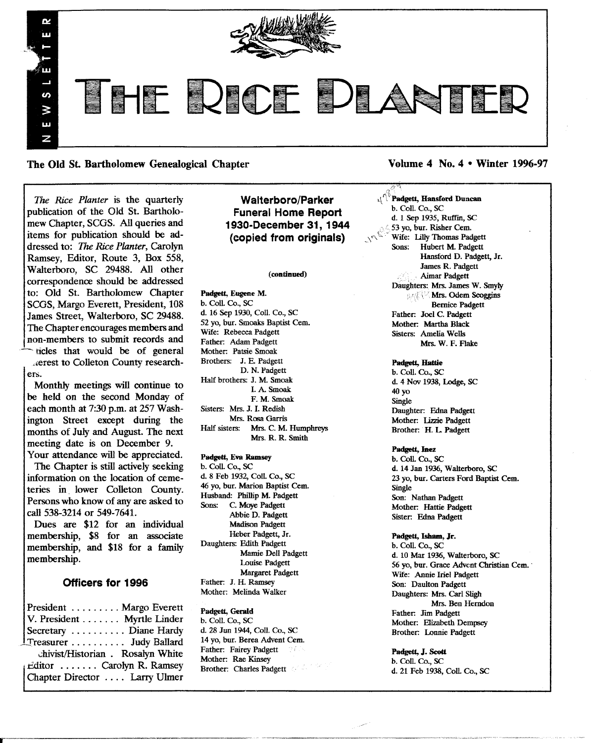# THE RICE PLANTER

NEWSLETTER

**The Old St. Bartholomew Genealogical Chapter** **Volume 4 No. 4 • Winter 1996-97**

*The Rice Planter* is the quarterly publication of the Old St. Bartholomew Chapter, SCGS. All queries and items for publication should be addressed to: *The Rice Planter*, Carolyn Ramsey, Editor, Route 3, Box 558, Walterboro, SC 29488. All other correspondence should be addressed to: Old St. Bartholomew Chapter SCGS, Margo Everett, President, 108 James Street, Walterboro, SC 29488. The Chapter encourages members and non-members to submit records and articles that would be of general interest to Colleton County researchers.

Monthly meetings will continue to be held on the second Monday of each month at 7:30 p.m. at 257 Washington Street except during the months of July and August. The next meeting date is on December 9. Your attendance will be appreciated.

The Chapter is still actively seeking information on the location of cemeteries in lower Colleton County. Persons who know of any are asked to call 538-3214 or 549-7641.

Dues are $12 for an individual membership, $8 for an associate membership, and $18 for a family membership.

### Officers for 1996

President ......... Margo Everett
V. President ....... Myrtle Linder
Secretary .......... Diane Hardy
Treasurer .......... Judy Ballard
Archivist/Historian . Rosalyn White
Editor ....... Carolyn R. Ramsey
Chapter Director .... Larry Ulmer

## Walterboro/Parker Funeral Home Report 1930-December 31, 1944 (copied from originals)

(continued)

**Padgett, Eugene M.**
b. Coll. Co., SC
d. 16 Sep 1930, Coll. Co., SC
52 yo, bur. Smoaks Baptist Cem.
Wife: Rebecca Padgett
Father: Adam Padgett
Mother: Patsie Smoak
Brothers: J. E. Padgett
D. N. Padgett
Half brothers: J. M. Smoak
I. A. Smoak
F. M. Smoak
Sisters: Mrs. J. I. Redish
Mrs. Rosa Garris
Half sisters: Mrs. C. M. Humphreys
Mrs. R. R. Smith

**Padgett, Eva Ramsey**
b. Coll. Co., SC
d. 8 Feb 1932, Coll. Co., SC
46 yo, bur. Marion Baptist Cem.
Husband: Phillip M. Padgett
Sons: C. Moye Padgett
Abbie D. Padgett
Madison Padgett
Heber Padgett, Jr.
Daughters: Edith Padgett
Mamie Dell Padgett
Louise Padgett
Margaret Padgett
Father: J. H. Ramsey
Mother: Melinda Walker

**Padgett, Gerald**
b. Coll. Co., SC
d. 28 Jun 1944, Coll. Co., SC
14 yo, bur. Berea Advent Cem.
Father: Fairey Padgett
Mother: Rae Kinsey
Brother: Charles Padgett

**Padgett, Hansford Duncan**
b. Coll. Co., SC
d. 1 Sep 1935, Ruffin, SC
53 yo, bur. Risher Cem.
Wife: Lilly Thomas Padgett
Sons: Hubert M. Padgett
Hansford D. Padgett, Jr.
James R. Padgett
Aimar Padgett
Daughters: Mrs. James W. Smyly
Mrs. Odem Scoggins
Bernice Padgett
Father: Joel C. Padgett
Mother: Martha Black
Sisters: Amelia Wells
Mrs. W. F. Flake

**Padgett, Hattie**
b. Coll. Co., SC
d. 4 Nov 1938, Lodge, SC
40 yo
Single
Daughter: Edna Padgett
Mother: Lizzie Padgett
Brother: H. L. Padgett

**Padgett, Inez**
b. Coll. Co., SC
d. 14 Jan 1936, Walterboro, SC
23 yo, bur. Carters Ford Baptist Cem.
Single
Son: Nathan Padgett
Mother: Hattie Padgett
Sister: Edna Padgett

**Padgett, Isham, Jr.**
b. Coll. Co., SC
d. 10 Mar 1936, Walterboro, SC
56 yo, bur. Grace Advent Christian Cem.
Wife: Annie Iriel Padgett
Son: Daulton Padgett
Daughters: Mrs. Carl Sligh
Mrs. Ben Herndon
Father: Jim Padgett
Mother: Elizabeth Dempsey
Brother: Lonnie Padgett

**Padgett, J. Scott**
b. Coll. Co., SC
d. 21 Feb 1938, Coll. Co., SC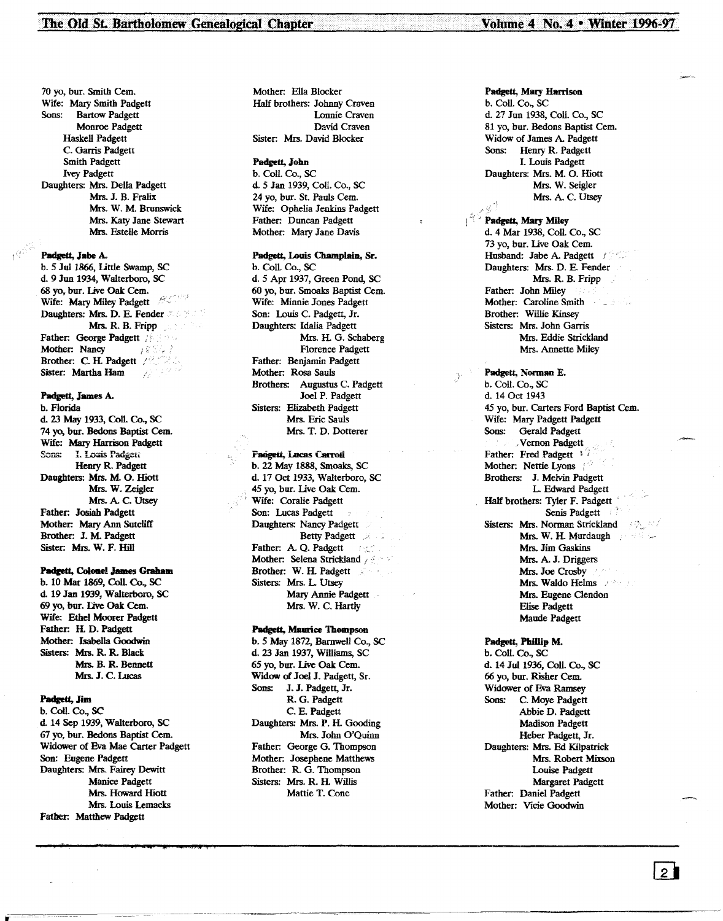70 yo, bur. Smith Cem.
Wife: Mary Smith Padgett
Sons: Bartow Padgett
Monroe Padgett
Haskell Padgett
C. Garris Padgett
Smith Padgett
Ivey Padgett
Daughters: Mrs. Della Padgett
Mrs. J. B. Fralix
Mrs. W. M. Brunswick
Mrs. Katy Jane Stewart
Mrs. Estelle Morris

**Padgett, Jabe A.**
b. 5 Jul 1866, Little Swamp, SC
d. 9 Jun 1934, Walterboro, SC
68 yo, bur. Live Oak Cem.
Wife: Mary Miley Padgett
Daughters: Mrs. D. E. Fender
Mrs. R. B. Fripp
Father: George Padgett
Mother: Nancy
Brother: C. H. Padgett
Sister: Martha Ham

**Padgett, James A.**
b. Florida
d. 23 May 1933, Coll. Co., SC
74 yo, bur. Bedons Baptist Cem.
Wife: Mary Harrison Padgett
Sons: I. Louis Padgett
Henry R. Padgett
Daughters: Mrs. M. O. Hiott
Mrs. W. Zeigler
Mrs. A. C. Utsey
Father: Josiah Padgett
Mother: Mary Ann Sutcliff
Brother: J. M. Padgett
Sister: Mrs. W. F. Hill

**Padgett, Colonel James Graham**
b. 10 Mar 1869, Coll. Co., SC
d. 19 Jan 1939, Walterboro, SC
69 yo, bur. Live Oak Cem.
Wife: Ethel Moorer Padgett
Father: H. D. Padgett
Mother: Isabella Goodwin
Sisters: Mrs. R. R. Black
Mrs. B. R. Bennett
Mrs. J. C. Lucas

**Padgett, Jim**
b. Coll. Co., SC
d. 14 Sep 1939, Walterboro, SC
67 yo, bur. Bedons Baptist Cem.
Widower of Eva Mae Carter Padgett
Son: Eugene Padgett
Daughters: Mrs. Fairey Dewitt
Manice Padgett
Mrs. Howard Hiott
Mrs. Louis Lemacks
Father: Matthew Padgett
Mother: Ella Blocker
Half brothers: Johnny Craven
Lonnie Craven
David Craven
Sister: Mrs. David Blocker

**Padgett, John**
b. Coll. Co., SC
d. 5 Jan 1939, Coll. Co., SC
24 yo, bur. St. Pauls Cem.
Wife: Ophelia Jenkins Padgett
Father: Duncan Padgett
Mother: Mary Jane Davis

**Padgett, Louis Champlain, Sr.**
b. Coll. Co., SC
d. 5 Apr 1937, Green Pond, SC
60 yo, bur. Smoaks Baptist Cem.
Wife: Minnie Jones Padgett
Son: Louis C. Padgett, Jr.
Daughters: Idalia Padgett
Mrs. H. G. Schaberg
Florence Padgett
Father: Benjamin Padgett
Mother: Rosa Sauls
Brothers: Augustus C. Padgett
Joel P. Padgett
Sisters: Elizabeth Padgett
Mrs. Eric Sauls
Mrs. T. D. Dotterer

**Padgett, Lucas Carroll**
b. 22 May 1888, Smoaks, SC
d. 17 Oct 1933, Walterboro, SC
45 yo, bur. Live Oak Cem.
Wife: Coralie Padgett
Son: Lucas Padgett
Daughters: Nancy Padgett
Betty Padgett
Father: A. Q. Padgett
Mother: Selena Strickland
Brother: W. H. Padgett
Sisters: Mrs. L. Utsey
Mary Annie Padgett
Mrs. W. C. Hartly

**Padgett, Maurice Thompson**
b. 5 May 1872, Barnwell Co., SC
d. 23 Jan 1937, Williams, SC
65 yo, bur. Live Oak Cem.
Widow of Joel J. Padgett, Sr.
Sons: J. J. Padgett, Jr.
R. G. Padgett
C. E. Padgett
Daughters: Mrs. P. H. Gooding
Mrs. John O'Quinn
Father: George G. Thompson
Mother: Josephene Matthews
Brother: R. G. Thompson
Sisters: Mrs. R. H. Willis
Mattie T. Cone

**Padgett, Mary Harrison**
b. Coll. Co., SC
d. 27 Jun 1938, Coll. Co., SC
81 yo, bur. Bedons Baptist Cem.
Widow of James A. Padgett
Sons: Henry R. Padgett
I. Louis Padgett
Daughters: Mrs. M. O. Hiott
Mrs. W. Seigler
Mrs. A. C. Utsey

**Padgett, Mary Miley**
d. 4 Mar 1938, Coll. Co., SC
73 yo, bur. Live Oak Cem.
Husband: Jabe A. Padgett
Daughters: Mrs. D. E. Fender
Mrs. R. B. Fripp
Father: John Miley
Mother: Caroline Smith
Brother: Willie Kinsey
Sisters: Mrs. John Garris
Mrs. Eddie Strickland
Mrs. Annette Miley

**Padgett, Norman E.**
b. Coll. Co., SC
d. 14 Oct 1943
45 yo, bur. Carters Ford Baptist Cem.
Wife: Mary Padgett Padgett
Sons: Gerald Padgett
Vernon Padgett
Father: Fred Padgett
Mother: Nettie Lyons
Brothers: J. Melvin Padgett
L. Edward Padgett
Half brothers: Tyler F. Padgett
Senis Padgett
Sisters: Mrs. Norman Strickland
Mrs. W. H. Murdaugh
Mrs. Jim Gaskins
Mrs. A. J. Driggers
Mrs. Joe Crosby
Mrs. Waldo Helms
Mrs. Eugene Clendon
Elise Padgett
Maude Padgett

**Padgett, Phillip M.**
b. Coll. Co., SC
d. 14 Jul 1936, Coll. Co., SC
66 yo, bur. Risher Cem.
Widower of Eva Ramsey
Sons: C. Moye Padgett
Abbie D. Padgett
Madison Padgett
Heber Padgett, Jr.
Daughters: Mrs. Ed Kilpatrick
Mrs. Robert Mixson
Louise Padgett
Margaret Padgett
Father: Daniel Padgett
Mother: Vicie Goodwin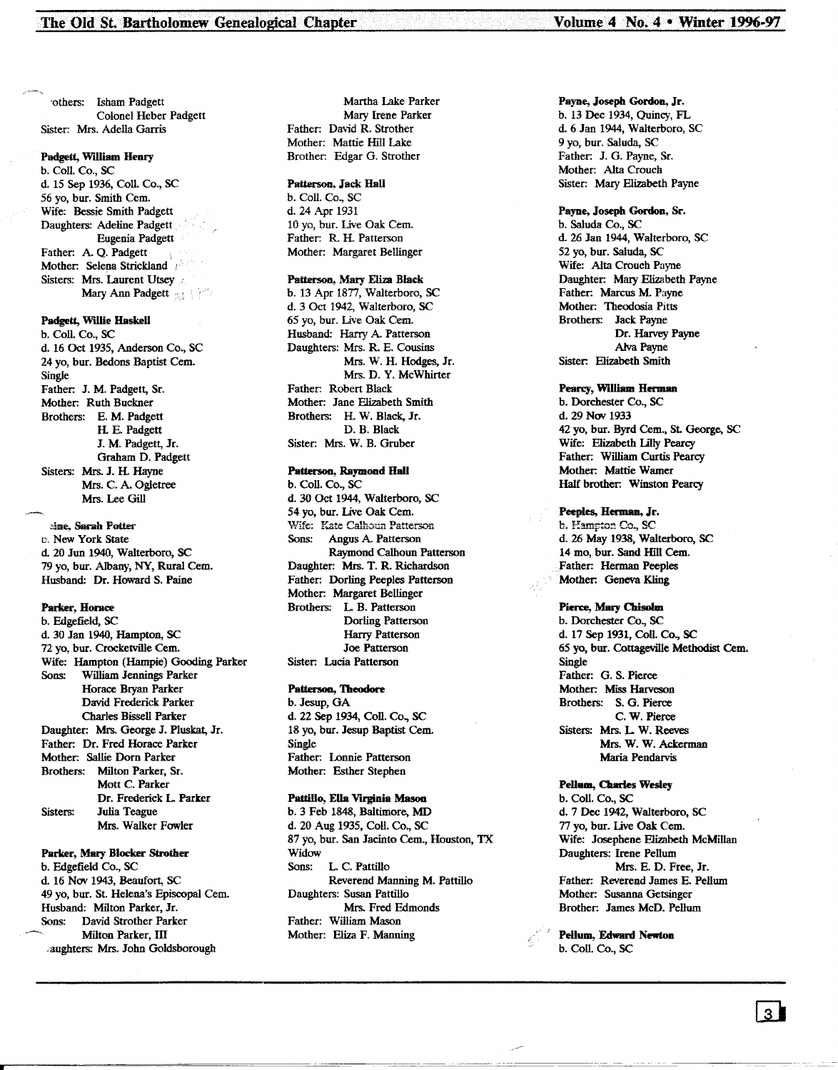Brothers: Isham Padgett
Colonel Heber Padgett
Sister: Mrs. Adella Garris

**Padgett, William Henry**
b. Coll. Co., SC
d. 15 Sep 1936, Coll. Co., SC
56 yo, bur. Smith Cem.
Wife: Bessie Smith Padgett
Daughters: Adeline Padgett
Eugenia Padgett
Father: A. Q. Padgett
Mother: Selena Strickland
Sisters: Mrs. Laurent Utsey
Mary Ann Padgett

**Padgett, Willie Haskell**
b. Coll. Co., SC
d. 16 Oct 1935, Anderson Co., SC
24 yo, bur. Bedons Baptist Cem.
Single
Father: J. M. Padgett, Sr.
Mother: Ruth Buckner
Brothers: E. M. Padgett
H. E. Padgett
J. M. Padgett, Jr.
Graham D. Padgett
Sisters: Mrs. J. H. Hayne
Mrs. C. A. Ogletree
Mrs. Lee Gill

**Paine, Sarah Potter**
b. New York State
d. 20 Jun 1940, Walterboro, SC
79 yo, bur. Albany, NY, Rural Cem.
Husband: Dr. Howard S. Paine

**Parker, Horace**
b. Edgefield, SC
d. 30 Jan 1940, Hampton, SC
72 yo, bur. Crocketville Cem.
Wife: Hampton (Hampie) Gooding Parker
Sons: William Jennings Parker
Horace Bryan Parker
David Frederick Parker
Charles Bissell Parker
Daughter: Mrs. George J. Pluskat, Jr.
Father: Dr. Fred Horace Parker
Mother: Sallie Dorn Parker
Brothers: Milton Parker, Sr.
Mott C. Parker
Dr. Frederick L. Parker
Sisters: Julia Teague
Mrs. Walker Fowler

**Parker, Mary Blocker Strother**
b. Edgefield Co., SC
d. 16 Nov 1943, Beaufort, SC
49 yo, bur. St. Helena's Episcopal Cem.
Husband: Milton Parker, Jr.
Sons: David Strother Parker
Milton Parker, III
Daughters: Mrs. John Goldsborough
Martha Lake Parker
Mary Irene Parker
Father: David R. Strother
Mother: Mattie Hill Lake
Brother: Edgar G. Strother

**Patterson, Jack Hall**
b. Coll. Co., SC
d. 24 Apr 1931
10 yo, bur. Live Oak Cem.
Father: R. H. Patterson
Mother: Margaret Bellinger

**Patterson, Mary Eliza Black**
b. 13 Apr 1877, Walterboro, SC
d. 3 Oct 1942, Walterboro, SC
65 yo, bur. Live Oak Cem.
Husband: Harry A. Patterson
Daughters: Mrs. R. E. Cousins
Mrs. W. H. Hodges, Jr.
Mrs. D. Y. McWhirter
Father: Robert Black
Mother: Jane Elizabeth Smith
Brothers: H. W. Black, Jr.
D. B. Black
Sister: Mrs. W. B. Gruber

**Patterson, Raymond Hall**
b. Coll. Co., SC
d. 30 Oct 1944, Walterboro, SC
54 yo, bur. Live Oak Cem.
Wife: Kate Calhoun Patterson
Sons: Angus A. Patterson
Raymond Calhoun Patterson
Daughter: Mrs. T. R. Richardson
Father: Dorling Peeples Patterson
Mother: Margaret Bellinger
Brothers: L. B. Patterson
Dorling Patterson
Harry Patterson
Joe Patterson
Sister: Lucia Patterson

**Patterson, Theodore**
b. Jesup, GA
d. 22 Sep 1934, Coll. Co., SC
18 yo, bur. Jesup Baptist Cem.
Single
Father: Lonnie Patterson
Mother: Esther Stephen

**Pattillo, Ella Virginia Mason**
b. 3 Feb 1848, Baltimore, MD
d. 20 Aug 1935, Coll. Co., SC
87 yo, bur. San Jacinto Cem., Houston, TX
Widow
Sons: L. C. Pattillo
Reverend Manning M. Pattillo
Daughters: Susan Pattillo
Mrs. Fred Edmonds
Father: William Mason
Mother: Eliza F. Manning

**Payne, Joseph Gordon, Jr.**
b. 13 Dec 1934, Quincy, FL
d. 6 Jan 1944, Walterboro, SC
9 yo, bur. Saluda, SC
Father: J. G. Payne, Sr.
Mother: Alta Crouch
Sister: Mary Elizabeth Payne

**Payne, Joseph Gordon, Sr.**
b. Saluda Co., SC
d. 26 Jan 1944, Walterboro, SC
52 yo, bur. Saluda, SC
Wife: Alta Crouch Payne
Daughter: Mary Elizabeth Payne
Father: Marcus M. Payne
Mother: Theodosia Pitts
Brothers: Jack Payne
Dr. Harvey Payne
Alva Payne
Sister: Elizabeth Smith

**Pearcy, William Herman**
b. Dorchester Co., SC
d. 29 Nov 1933
42 yo, bur. Byrd Cem., St. George, SC
Wife: Elizabeth Lilly Pearcy
Father: William Curtis Pearcy
Mother: Mattie Warner
Half brother: Winston Pearcy

**Peeples, Herman, Jr.**
b. Hampton Co., SC
d. 26 May 1938, Walterboro, SC
14 mo, bur. Sand Hill Cem.
Father: Herman Peeples
Mother: Geneva Kling

**Pierce, Mary Chisolm**
b. Dorchester Co., SC
d. 17 Sep 1931, Coll. Co., SC
65 yo, bur. Cottageville Methodist Cem.
Single
Father: G. S. Pierce
Mother: Miss Harveson
Brothers: S. G. Pierce
C. W. Pierce
Sisters: Mrs. L. W. Reeves
Mrs. W. W. Ackerman
Maria Pendarvis

**Pellum, Charles Wesley**
b. Coll. Co., SC
d. 7 Dec 1942, Walterboro, SC
77 yo, bur. Live Oak Cem.
Wife: Josephene Elizabeth McMillan
Daughters: Irene Pellum
Mrs. E. D. Free, Jr.
Father: Reverend James E. Pellum
Mother: Susanna Getsinger
Brother: James McD. Pellum

**Pellum, Edward Newton**
b. Coll. Co., SC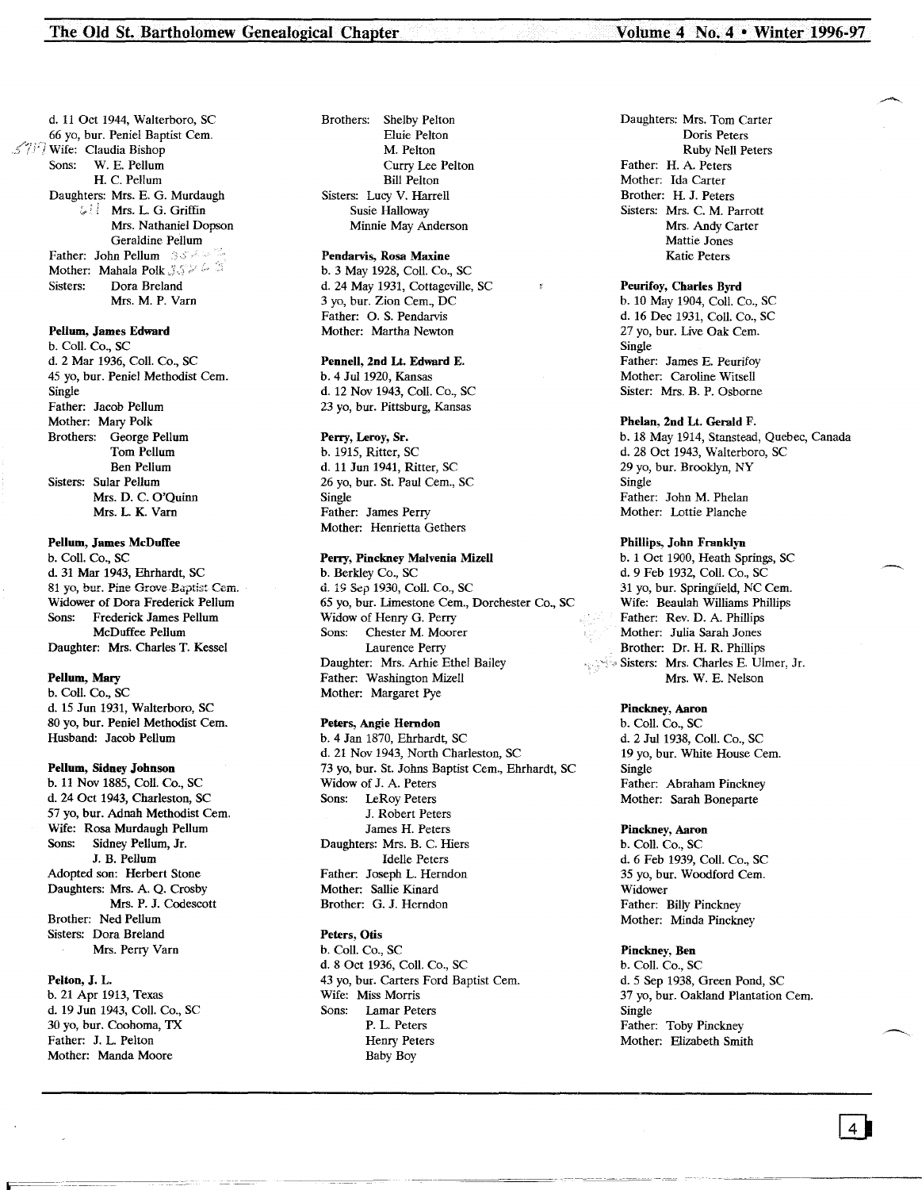d. 11 Oct 1944, Walterboro, SC
66 yo, bur. Peniel Baptist Cem.
Wife: Claudia Bishop
Sons: W. E. Pellum
H. C. Pellum
Daughters: Mrs. E. G. Murdaugh
Mrs. L. G. Griffin
Mrs. Nathaniel Dopson
Geraldine Pellum
Father: John Pellum
Mother: Mahala Polk
Sisters: Dora Breland
Mrs. M. P. Varn

**Pellum, James Edward**
b. Coll. Co., SC
d. 2 Mar 1936, Coll. Co., SC
45 yo, bur. Peniel Methodist Cem.
Single
Father: Jacob Pellum
Mother: Mary Polk
Brothers: George Pellum
Tom Pellum
Ben Pellum
Sisters: Sular Pellum
Mrs. D. C. O'Quinn
Mrs. L. K. Varn

**Pellum, James McDuffee**
b. Coll. Co., SC
d. 31 Mar 1943, Ehrhardt, SC
81 yo, bur. Pine Grove Baptist Cem.
Widower of Dora Frederick Pellum
Sons: Frederick James Pellum
McDuffee Pellum
Daughter: Mrs. Charles T. Kessel

**Pellum, Mary**
b. Coll. Co., SC
d. 15 Jun 1931, Walterboro, SC
80 yo, bur. Peniel Methodist Cem.
Husband: Jacob Pellum

**Pellum, Sidney Johnson**
b. 11 Nov 1885, Coll. Co., SC
d. 24 Oct 1943, Charleston, SC
57 yo, bur. Adnah Methodist Cem.
Wife: Rosa Murdaugh Pellum
Sons: Sidney Pellum, Jr.
J. B. Pellum
Adopted son: Herbert Stone
Daughters: Mrs. A. Q. Crosby
Mrs. P. J. Codescott
Brother: Ned Pellum
Sisters: Dora Breland
Mrs. Perry Varn

**Pelton, J. L.**
b. 21 Apr 1913, Texas
d. 19 Jun 1943, Coll. Co., SC
30 yo, bur. Coohoma, TX
Father: J. L. Pelton
Mother: Manda Moore
Brothers: Shelby Pelton
Eluie Pelton
M. Pelton
Curry Lee Pelton
Bill Pelton
Sisters: Lucy V. Harrell
Susie Halloway
Minnie May Anderson

**Pendarvis, Rosa Maxine**
b. 3 May 1928, Coll. Co., SC
d. 24 May 1931, Cottageville, SC
3 yo, bur. Zion Cem., DC
Father: O. S. Pendarvis
Mother: Martha Newton

**Pennell, 2nd Lt. Edward E.**
b. 4 Jul 1920, Kansas
d. 12 Nov 1943, Coll. Co., SC
23 yo, bur. Pittsburg, Kansas

**Perry, Leroy, Sr.**
b. 1915, Ritter, SC
d. 11 Jun 1941, Ritter, SC
26 yo, bur. St. Paul Cem., SC
Single
Father: James Perry
Mother: Henrietta Gethers

**Perry, Pinckney Malvenia Mizell**
b. Berkley Co., SC
d. 19 Sep 1930, Coll. Co., SC
65 yo, bur. Limestone Cem., Dorchester Co., SC
Widow of Henry G. Perry
Sons: Chester M. Moorer
Laurence Perry
Daughter: Mrs. Arhie Ethel Bailey
Father: Washington Mizell
Mother: Margaret Pye

**Peters, Angie Herndon**
b. 4 Jan 1870, Ehrhardt, SC
d. 21 Nov 1943, North Charleston, SC
73 yo, bur. St. Johns Baptist Cem., Ehrhardt, SC
Widow of J. A. Peters
Sons: LeRoy Peters
J. Robert Peters
James H. Peters
Daughters: Mrs. B. C. Hiers
Idelle Peters
Father: Joseph L. Herndon
Mother: Sallie Kinard
Brother: G. J. Herndon

**Peters, Otis**
b. Coll. Co., SC
d. 8 Oct 1936, Coll. Co., SC
43 yo, bur. Carters Ford Baptist Cem.
Wife: Miss Morris
Sons: Lamar Peters
P. L. Peters
Henry Peters
Baby Boy
Daughters: Mrs. Tom Carter
Doris Peters
Ruby Nell Peters
Father: H. A. Peters
Mother: Ida Carter
Brother: H. J. Peters
Sisters: Mrs. C. M. Parrott
Mrs. Andy Carter
Mattie Jones
Katie Peters

**Peurifoy, Charles Byrd**
b. 10 May 1904, Coll. Co., SC
d. 16 Dec 1931, Coll. Co., SC
27 yo, bur. Live Oak Cem.
Single
Father: James E. Peurifoy
Mother: Caroline Witsell
Sister: Mrs. B. P. Osborne

**Phelan, 2nd Lt. Gerald F.**
b. 18 May 1914, Stanstead, Quebec, Canada
d. 28 Oct 1943, Walterboro, SC
29 yo, bur. Brooklyn, NY
Single
Father: John M. Phelan
Mother: Lottie Planche

**Phillips, John Franklyn**
b. 1 Oct 1900, Heath Springs, SC
d. 9 Feb 1932, Coll. Co., SC
31 yo, bur. Springfield, NC Cem.
Wife: Beaulah Williams Phillips
Father: Rev. D. A. Phillips
Mother: Julia Sarah Jones
Brother: Dr. H. R. Phillips
Sisters: Mrs. Charles E. Ulmer, Jr.
Mrs. W. E. Nelson

**Pinckney, Aaron**
b. Coll. Co., SC
d. 2 Jul 1938, Coll. Co., SC
19 yo, bur. White House Cem.
Single
Father: Abraham Pinckney
Mother: Sarah Boneparte

**Pinckney, Aaron**
b. Coll. Co., SC
d. 6 Feb 1939, Coll. Co., SC
35 yo, bur. Woodford Cem.
Widower
Father: Billy Pinckney
Mother: Minda Pinckney

**Pinckney, Ben**
b. Coll. Co., SC
d. 5 Sep 1938, Green Pond, SC
37 yo, bur. Oakland Plantation Cem.
Single
Father: Toby Pinckney
Mother: Elizabeth Smith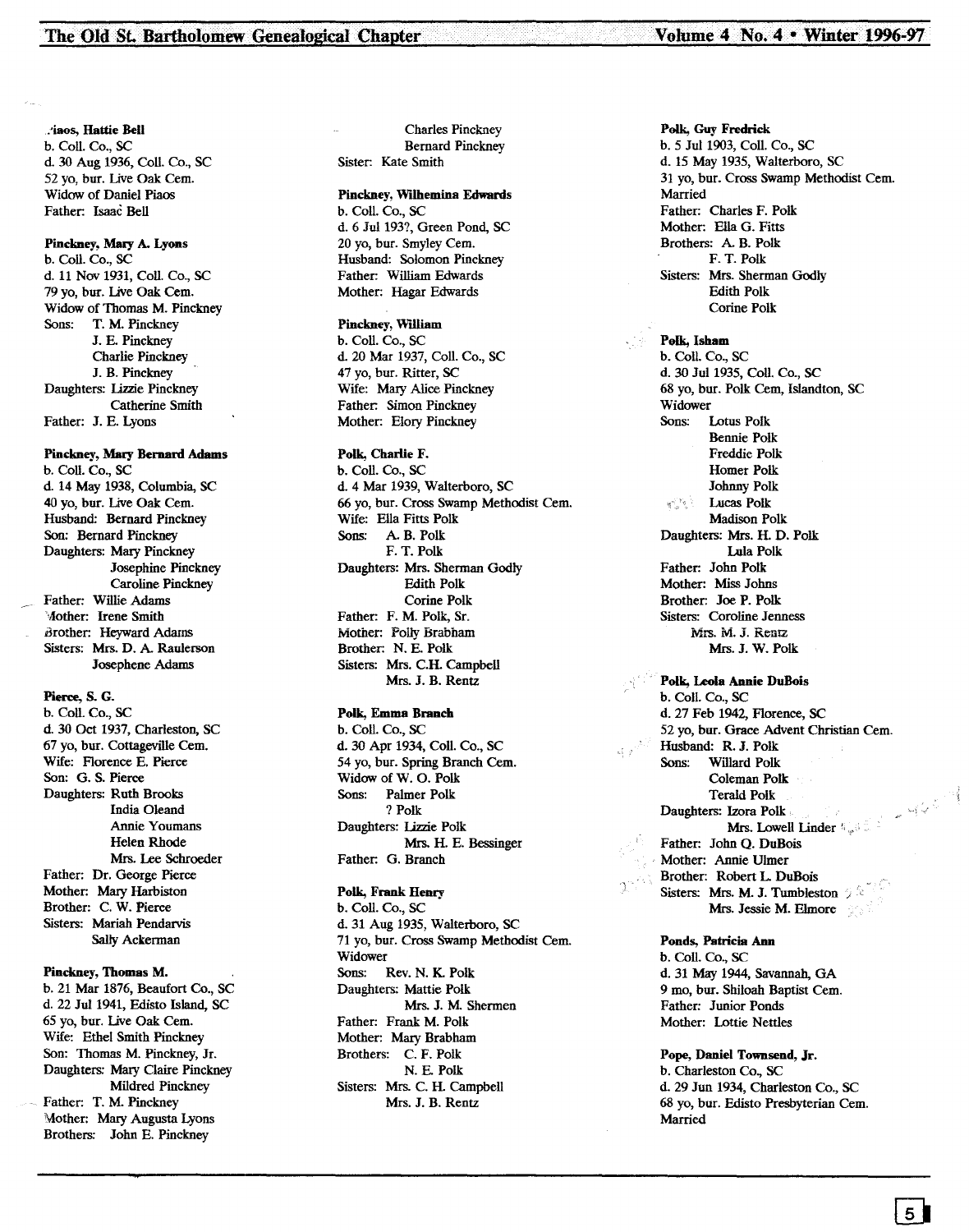**Piaos, Hattie Bell**
b. Coll. Co., SC
d. 30 Aug 1936, Coll. Co., SC
52 yo, bur. Live Oak Cem.
Widow of Daniel Piaos
Father: Isaac Bell

**Pinckney, Mary A. Lyons**
b. Coll. Co., SC
d. 11 Nov 1931, Coll. Co., SC
79 yo, bur. Live Oak Cem.
Widow of Thomas M. Pinckney
Sons: T. M. Pinckney
J. E. Pinckney
Charlie Pinckney
J. B. Pinckney
Daughters: Lizzie Pinckney
Catherine Smith
Father: J. E. Lyons

**Pinckney, Mary Bernard Adams**
b. Coll. Co., SC
d. 14 May 1938, Columbia, SC
40 yo, bur. Live Oak Cem.
Husband: Bernard Pinckney
Son: Bernard Pinckney
Daughters: Mary Pinckney
Josephine Pinckney
Caroline Pinckney
Father: Willie Adams
Mother: Irene Smith
Brother: Heyward Adams
Sisters: Mrs. D. A. Raulerson
Josephene Adams

**Pierce, S. G.**
b. Coll. Co., SC
d. 30 Oct 1937, Charleston, SC
67 yo, bur. Cottageville Cem.
Wife: Florence E. Pierce
Son: G. S. Pierce
Daughters: Ruth Brooks
India Oleand
Annie Youmans
Helen Rhode
Mrs. Lee Schroeder
Father: Dr. George Pierce
Mother: Mary Harbiston
Brother: C. W. Pierce
Sisters: Mariah Pendarvis
Sally Ackerman

**Pinckney, Thomas M.**
b. 21 Mar 1876, Beaufort Co., SC
d. 22 Jul 1941, Edisto Island, SC
65 yo, bur. Live Oak Cem.
Wife: Ethel Smith Pinckney
Son: Thomas M. Pinckney, Jr.
Daughters: Mary Claire Pinckney
Mildred Pinckney
Father: T. M. Pinckney
Mother: Mary Augusta Lyons
Brothers: John E. Pinckney
Charles Pinckney
Bernard Pinckney
Sister: Kate Smith

**Pinckney, Wilhemina Edwards**
b. Coll. Co., SC
d. 6 Jul 193?, Green Pond, SC
20 yo, bur. Smyley Cem.
Husband: Solomon Pinckney
Father: William Edwards
Mother: Hagar Edwards

**Pinckney, William**
b. Coll. Co., SC
d. 20 Mar 1937, Coll. Co., SC
47 yo, bur. Ritter, SC
Wife: Mary Alice Pinckney
Father: Simon Pinckney
Mother: Elory Pinckney

**Polk, Charlie F.**
b. Coll. Co., SC
d. 4 Mar 1939, Walterboro, SC
66 yo, bur. Cross Swamp Methodist Cem.
Wife: Ella Fitts Polk
Sons: A. B. Polk
F. T. Polk
Daughters: Mrs. Sherman Godly
Edith Polk
Corine Polk
Father: F. M. Polk, Sr.
Mother: Polly Brabham
Brother: N. E. Polk
Sisters: Mrs. C.H. Campbell
Mrs. J. B. Rentz

**Polk, Emma Branch**
b. Coll. Co., SC
d. 30 Apr 1934, Coll. Co., SC
54 yo, bur. Spring Branch Cem.
Widow of W. O. Polk
Sons: Palmer Polk
? Polk
Daughters: Lizzie Polk
Mrs. H. E. Bessinger
Father: G. Branch

**Polk, Frank Henry**
b. Coll. Co., SC
d. 31 Aug 1935, Walterboro, SC
71 yo, bur. Cross Swamp Methodist Cem.
Widower
Sons: Rev. N. K. Polk
Daughters: Mattie Polk
Mrs. J. M. Shermen
Father: Frank M. Polk
Mother: Mary Brabham
Brothers: C. F. Polk
N. E. Polk
Sisters: Mrs. C. H. Campbell
Mrs. J. B. Rentz

**Polk, Guy Fredrick**
b. 5 Jul 1903, Coll. Co., SC
d. 15 May 1935, Walterboro, SC
31 yo, bur. Cross Swamp Methodist Cem.
Married
Father: Charles F. Polk
Mother: Ella G. Fitts
Brothers: A. B. Polk
F. T. Polk
Sisters: Mrs. Sherman Godly
Edith Polk
Corine Polk

**Polk, Isham**
b. Coll. Co., SC
d. 30 Jul 1935, Coll. Co., SC
68 yo, bur. Polk Cem, Islandton, SC
Widower
Sons: Lotus Polk
Bennie Polk
Freddie Polk
Homer Polk
Johnny Polk
Lucas Polk
Madison Polk
Daughters: Mrs. H. D. Polk
Lula Polk
Father: John Polk
Mother: Miss Johns
Brother: Joe P. Polk
Sisters: Coroline Jenness
Mrs. M. J. Rentz
Mrs. J. W. Polk

**Polk, Leola Annie DuBois**
b. Coll. Co., SC
d. 27 Feb 1942, Florence, SC
52 yo, bur. Grace Advent Christian Cem.
Husband: R. J. Polk
Sons: Willard Polk
Coleman Polk
Terald Polk
Daughters: Izora Polk
Mrs. Lowell Linder
Father: John Q. DuBois
Mother: Annie Ulmer
Brother: Robert L. DuBois
Sisters: Mrs. M. J. Tumbleston
Mrs. Jessie M. Elmore

**Ponds, Patricia Ann**
b. Coll. Co., SC
d. 31 May 1944, Savannah, GA
9 mo, bur. Shiloah Baptist Cem.
Father: Junior Ponds
Mother: Lottie Nettles

**Pope, Daniel Townsend, Jr.**
b. Charleston Co., SC
d. 29 Jun 1934, Charleston Co., SC
68 yo, bur. Edisto Presbyterian Cem.
Married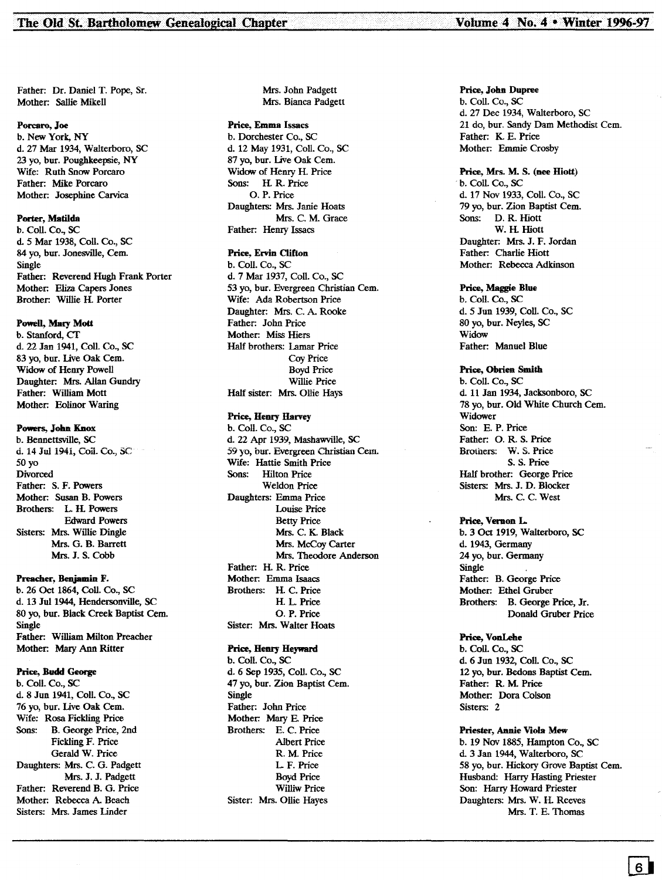Father: Dr. Daniel T. Pope, Sr.
Mother: Sallie Mikell

**Porcaro, Joe**
b. New York, NY
d. 27 Mar 1934, Walterboro, SC
23 yo, bur. Poughkeepsie, NY
Wife: Ruth Snow Porcaro
Father: Mike Porcaro
Mother: Josephine Carvica

**Porter, Matilda**
b. Coll. Co., SC
d. 5 Mar 1938, Coll. Co., SC
84 yo, bur. Jonesville, Cem.
Single
Father: Reverend Hugh Frank Porter
Mother: Eliza Capers Jones
Brother: Willie H. Porter

**Powell, Mary Mott**
b. Stanford, CT
d. 22 Jan 1941, Coll. Co., SC
83 yo, bur. Live Oak Cem.
Widow of Henry Powell
Daughter: Mrs. Allan Gundry
Father: William Mott
Mother: Eolinor Waring

**Powers, John Knox**
b. Bennettsville, SC
d. 14 Jul 1941, Coll. Co., SC
50 yo
Divorced
Father: S. F. Powers
Mother: Susan B. Powers
Brothers: L. H. Powers
Edward Powers
Sisters: Mrs. Willie Dingle
Mrs. G. B. Barrett
Mrs. J. S. Cobb

**Preacher, Benjamin F.**
b. 26 Oct 1864, Coll. Co., SC
d. 13 Jul 1944, Hendersonville, SC
80 yo, bur. Black Creek Baptist Cem.
Single
Father: William Milton Preacher
Mother: Mary Ann Ritter

**Price, Budd George**
b. Coll. Co., SC
d. 8 Jun 1941, Coll. Co., SC
76 yo, bur. Live Oak Cem.
Wife: Rosa Fickling Price
Sons: B. George Price, 2nd
Fickling F. Price
Gerald W. Price
Daughters: Mrs. C. G. Padgett
Mrs. J. J. Padgett
Father: Reverend B. G. Price
Mother: Rebecca A. Beach
Sisters: Mrs. James Linder
Mrs. John Padgett
Mrs. Bianca Padgett

**Price, Emma Issacs**
b. Dorchester Co., SC
d. 12 May 1931, Coll. Co., SC
87 yo, bur. Live Oak Cem.
Widow of Henry H. Price
Sons: H. R. Price
O. P. Price
Daughters: Mrs. Janie Hoats
Mrs. C. M. Grace
Father: Henry Issacs

**Price, Ervin Clifton**
b. Coll. Co., SC
d. 7 Mar 1937, Coll. Co., SC
53 yo, bur. Evergreen Christian Cem.
Wife: Ada Robertson Price
Daughter: Mrs. C. A. Rooke
Father: John Price
Mother: Miss Hiers
Half brothers: Lamar Price
Coy Price
Boyd Price
Willie Price
Half sister: Mrs. Ollie Hays

**Price, Henry Harvey**
b. Coll. Co., SC
d. 22 Apr 1939, Mashawville, SC
59 yo, bur. Evergreen Christian Cem.
Wife: Hattie Smith Price
Sons: Hilton Price
Weldon Price
Daughters: Emma Price
Louise Price
Betty Price
Mrs. C. K. Black
Mrs. McCoy Carter
Mrs. Theodore Anderson
Father: H. R. Price
Mother: Emma Isaacs
Brothers: H. C. Price
H. L. Price
O. P. Price
Sister: Mrs. Walter Hoats

**Price, Henry Heyward**
b. Coll. Co., SC
d. 6 Sep 1935, Coll. Co., SC
47 yo, bur. Zion Baptist Cem.
Single
Father: John Price
Mother: Mary E. Price
Brothers: E. C. Price
Albert Price
R. M. Price
L. F. Price
Boyd Price
Williw Price
Sister: Mrs. Ollie Hayes

**Price, John Dupree**
b. Coll. Co., SC
d. 27 Dec 1934, Walterboro, SC
21 do, bur. Sandy Dam Methodist Cem.
Father: K. E. Price
Mother: Emmie Crosby

**Price, Mrs. M. S. (nee Hiott)**
b. Coll. Co., SC
d. 17 Nov 1933, Coll. Co., SC
79 yo, bur. Zion Baptist Cem.
Sons: D. R. Hiott
W. H. Hiott
Daughter: Mrs. J. F. Jordan
Father: Charlie Hiott
Mother: Rebecca Adkinson

**Price, Maggie Blue**
b. Coll. Co., SC
d. 5 Jun 1939, Coll. Co., SC
80 yo, bur. Neyles, SC
Widow
Father: Manuel Blue

**Price, Obrien Smith**
b. Coll. Co., SC
d. 11 Jan 1934, Jacksonboro, SC
78 yo, bur. Old White Church Cem.
Widower
Son: E. P. Price
Father: O. R. S. Price
Brothers: W. S. Price
S. S. Price
Half brother: George Price
Sisters: Mrs. J. D. Blocker
Mrs. C. C. West

**Price, Vernon L.**
b. 3 Oct 1919, Walterboro, SC
d. 1943, Germany
24 yo, bur. Germany
Single
Father: B. George Price
Mother: Ethel Gruber
Brothers: B. George Price, Jr.
Donald Gruber Price

**Price, VonLehe**
b. Coll. Co., SC
d. 6 Jun 1932, Coll. Co., SC
12 yo, bur. Bedons Baptist Cem.
Father: R. M. Price
Mother: Dora Colson
Sisters: 2

**Priester, Annie Viola Mew**
b. 19 Nov 1885, Hampton Co., SC
d. 3 Jan 1944, Walterboro, SC
58 yo, bur. Hickory Grove Baptist Cem.
Husband: Harry Hasting Priester
Son: Harry Howard Priester
Daughters: Mrs. W. H. Reeves
Mrs. T. E. Thomas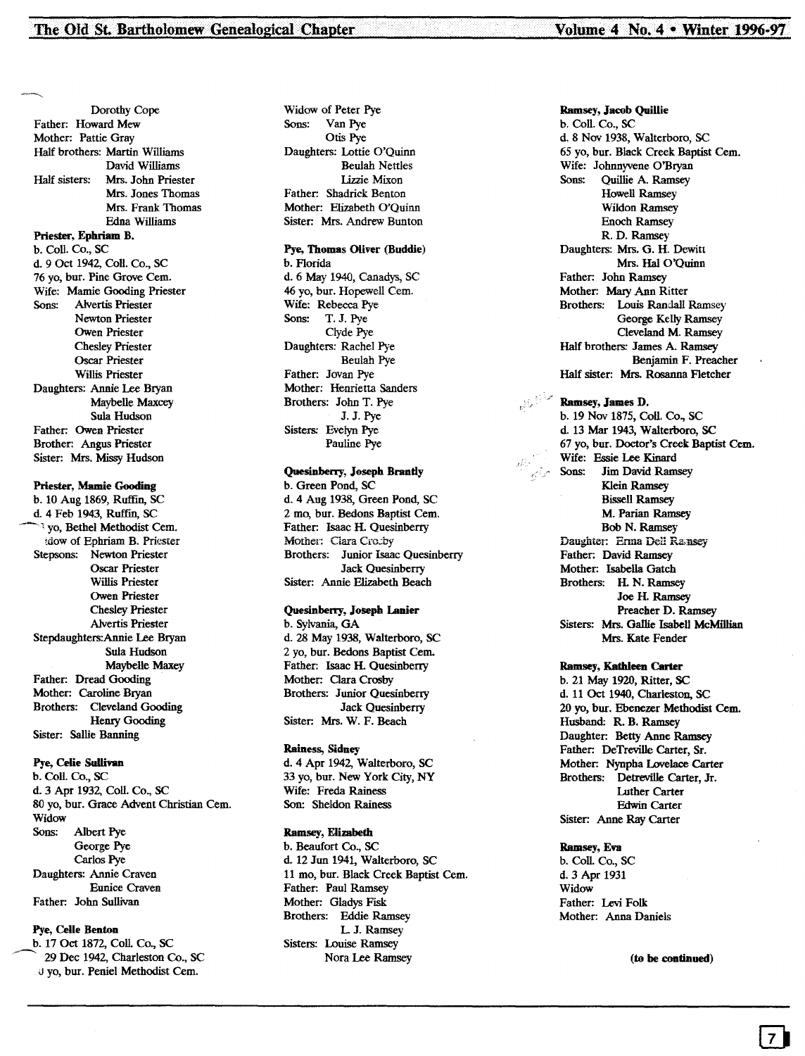Dorothy Cope
Father: Howard Mew
Mother: Pattie Gray
Half brothers: Martin Williams
David Williams
Half sisters: Mrs. John Priester
Mrs. Jones Thomas
Mrs. Frank Thomas
Edna Williams

**Priester, Ephriam B.**
b. Coll. Co., SC
d. 9 Oct 1942, Coll. Co., SC
76 yo, bur. Pine Grove Cem.
Wife: Mamie Gooding Priester
Sons: Alvertis Priester
Newton Priester
Owen Priester
Chesley Priester
Oscar Priester
Willis Priester
Daughters: Annie Lee Bryan
Maybelle Maxcey
Sula Hudson
Father: Owen Priester
Brother: Angus Priester
Sister: Mrs. Missy Hudson

**Priester, Mamie Gooding**
b. 10 Aug 1869, Ruffin, SC
d. 4 Feb 1943, Ruffin, SC
_3 yo, Bethel Methodist Cem.
_idow of Ephriam B. Priester
Stepsons: Newton Priester
Oscar Priester
Willis Priester
Owen Priester
Chesley Priester
Alvertis Priester
Stepdaughters: Annie Lee Bryan
Sula Hudson
Maybelle Maxey
Father: Dread Gooding
Mother: Caroline Bryan
Brothers: Cleveland Gooding
Henry Gooding
Sister: Sallie Banning

**Pye, Celie Sullivan**
b. Coll. Co., SC
d. 3 Apr 1932, Coll. Co., SC
80 yo, bur. Grace Advent Christian Cem.
Widow
Sons: Albert Pye
George Pye
Carlos Pye
Daughters: Annie Craven
Eunice Craven
Father: John Sullivan

**Pye, Celle Benton**
b. 17 Oct 1872, Coll. Co., SC
_ 29 Dec 1942, Charleston Co., SC
_0 yo, bur. Peniel Methodist Cem.
Widow of Peter Pye
Sons: Van Pye
Otis Pye
Daughters: Lottie O'Quinn
Beulah Nettles
Lizzie Mixon
Father: Shadrick Benton
Mother: Elizabeth O'Quinn
Sister: Mrs. Andrew Bunton

**Pye, Thomas Oliver (Buddie)**
b. Florida
d. 6 May 1940, Canadys, SC
46 yo, bur. Hopewell Cem.
Wife: Rebecca Pye
Sons: T. J. Pye
Clyde Pye
Daughters: Rachel Pye
Beulah Pye
Father: Jovan Pye
Mother: Henrietta Sanders
Brothers: John T. Pye
J. J. Pye
Sisters: Evelyn Pye
Pauline Pye

**Quesinberry, Joseph Brantly**
b. Green Pond, SC
d. 4 Aug 1938, Green Pond, SC
2 mo, bur. Bedons Baptist Cem.
Father: Isaac H. Quesinberry
Mother: Clara Crosby
Brothers: Junior Isaac Quesinberry
Jack Quesinberry
Sister: Annie Elizabeth Beach

**Quesinberry, Joseph Lanier**
b. Sylvania, GA
d. 28 May 1938, Walterboro, SC
2 yo, bur. Bedons Baptist Cem.
Father: Isaac H. Quesinberry
Mother: Clara Crosby
Brothers: Junior Quesinberry
Jack Quesinberry
Sister: Mrs. W. F. Beach

**Rainess, Sidney**
d. 4 Apr 1942, Walterboro, SC
33 yo, bur. New York City, NY
Wife: Freda Rainess
Son: Sheldon Rainess

**Ramsey, Elizabeth**
b. Beaufort Co., SC
d. 12 Jun 1941, Walterboro, SC
11 mo, bur. Black Creek Baptist Cem.
Father: Paul Ramsey
Mother: Gladys Fisk
Brothers: Eddie Ramsey
L. J. Ramsey
Sisters: Louise Ramsey
Nora Lee Ramsey

**Ramsey, Jacob Quillie**
b. Coll. Co., SC
d. 8 Nov 1938, Walterboro, SC
65 yo, bur. Black Creek Baptist Cem.
Wife: Johnnyvene O'Bryan
Sons: Quillie A. Ramsey
Howell Ramsey
Wildon Ramsey
Enoch Ramsey
R. D. Ramsey
Daughters: Mrs. G. H. Dewitt
Mrs. Hal O'Quinn
Father: John Ramsey
Mother: Mary Ann Ritter
Brothers: Louis Randall Ramsey
George Kelly Ramsey
Cleveland M. Ramsey
Half brothers: James A. Ramsey
Benjamin F. Preacher
Half sister: Mrs. Rosanna Fletcher

**Ramsey, James D.**
b. 19 Nov 1875, Coll. Co., SC
d. 13 Mar 1943, Walterboro, SC
67 yo, bur. Doctor's Creek Baptist Cem.
Wife: Essie Lee Kinard
Sons: Jim David Ramsey
Klein Ramsey
Bissell Ramsey
M. Parian Ramsey
Bob N. Ramsey
Daughter: Erma Dell Ramsey
Father: David Ramsey
Mother: Isabella Gatch
Brothers: H. N. Ramsey
Joe H. Ramsey
Preacher D. Ramsey
Sisters: Mrs. Gallie Isabell McMillian
Mrs. Kate Fender

**Ramsey, Kathleen Carter**
b. 21 May 1920, Ritter, SC
d. 11 Oct 1940, Charleston, SC
20 yo, bur. Ebenezer Methodist Cem.
Husband: R. B. Ramsey
Daughter: Betty Anne Ramsey
Father: DeTreville Carter, Sr.
Mother: Nynpha Lovelace Carter
Brothers: Detreville Carter, Jr.
Luther Carter
Edwin Carter
Sister: Anne Ray Carter

**Ramsey, Eva**
b. Coll. Co., SC
d. 3 Apr 1931
Widow
Father: Levi Folk
Mother: Anna Daniels

**(to be continued)**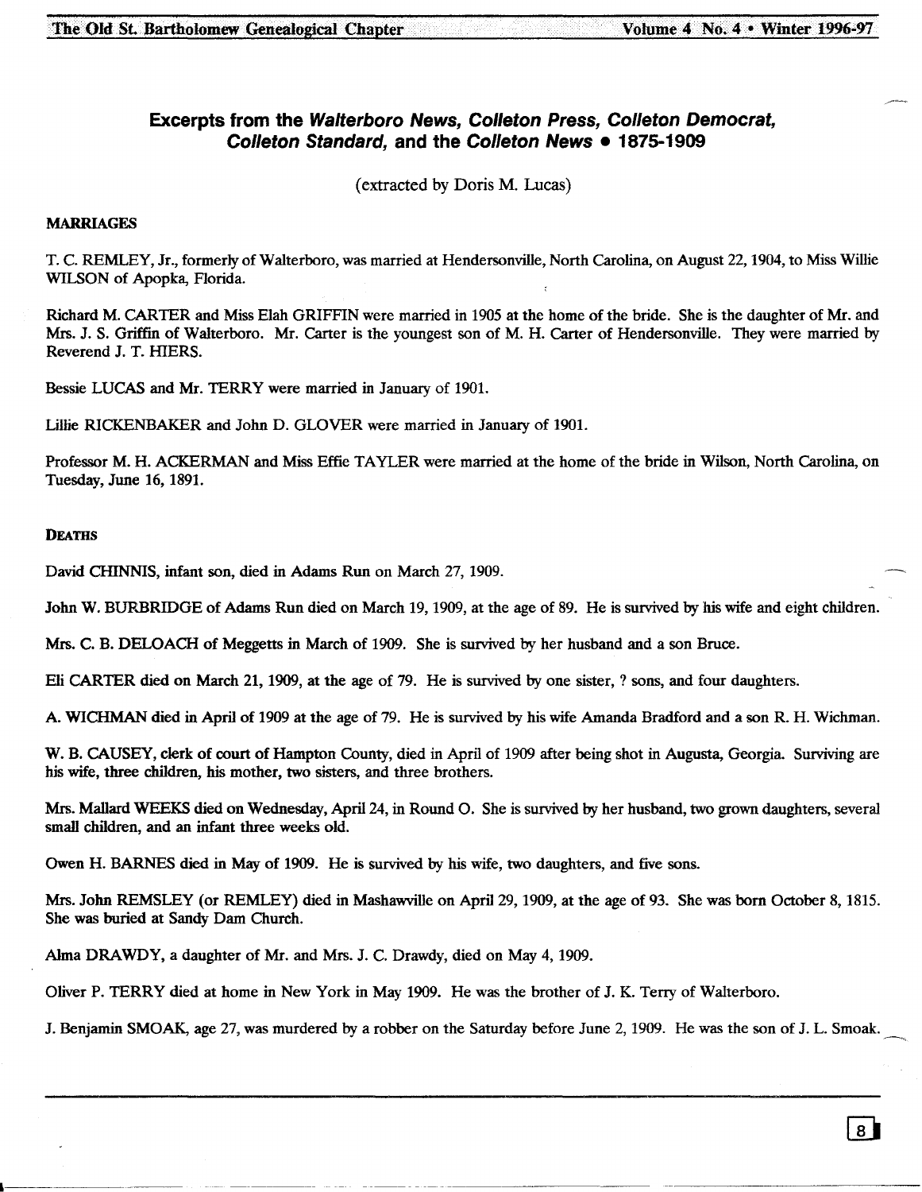## Excerpts from the *Walterboro News, Colleton Press, Colleton Democrat, Colleton Standard,* and the *Colleton News* • 1875-1909

(extracted by Doris M. Lucas)

### MARRIAGES

T. C. REMLEY, Jr., formerly of Walterboro, was married at Hendersonville, North Carolina, on August 22, 1904, to Miss Willie WILSON of Apopka, Florida.

Richard M. CARTER and Miss Elah GRIFFIN were married in 1905 at the home of the bride. She is the daughter of Mr. and Mrs. J. S. Griffin of Walterboro. Mr. Carter is the youngest son of M. H. Carter of Hendersonville. They were married by Reverend J. T. HIERS.

Bessie LUCAS and Mr. TERRY were married in January of 1901.

Lillie RICKENBAKER and John D. GLOVER were married in January of 1901.

Professor M. H. ACKERMAN and Miss Effie TAYLER were married at the home of the bride in Wilson, North Carolina, on Tuesday, June 16, 1891.

### DEATHS

David CHINNIS, infant son, died in Adams Run on March 27, 1909.

John W. BURBRIDGE of Adams Run died on March 19, 1909, at the age of 89. He is survived by his wife and eight children.

Mrs. C. B. DELOACH of Meggetts in March of 1909. She is survived by her husband and a son Bruce.

Eli CARTER died on March 21, 1909, at the age of 79. He is survived by one sister, ? sons, and four daughters.

A. WICHMAN died in April of 1909 at the age of 79. He is survived by his wife Amanda Bradford and a son R. H. Wichman.

W. B. CAUSEY, clerk of court of Hampton County, died in April of 1909 after being shot in Augusta, Georgia. Surviving are his wife, three children, his mother, two sisters, and three brothers.

Mrs. Mallard WEEKS died on Wednesday, April 24, in Round O. She is survived by her husband, two grown daughters, several small children, and an infant three weeks old.

Owen H. BARNES died in May of 1909. He is survived by his wife, two daughters, and five sons.

Mrs. John REMSLEY (or REMLEY) died in Mashawville on April 29, 1909, at the age of 93. She was born October 8, 1815. She was buried at Sandy Dam Church.

Alma DRAWDY, a daughter of Mr. and Mrs. J. C. Drawdy, died on May 4, 1909.

Oliver P. TERRY died at home in New York in May 1909. He was the brother of J. K. Terry of Walterboro.

J. Benjamin SMOAK, age 27, was murdered by a robber on the Saturday before June 2, 1909. He was the son of J. L. Smoak.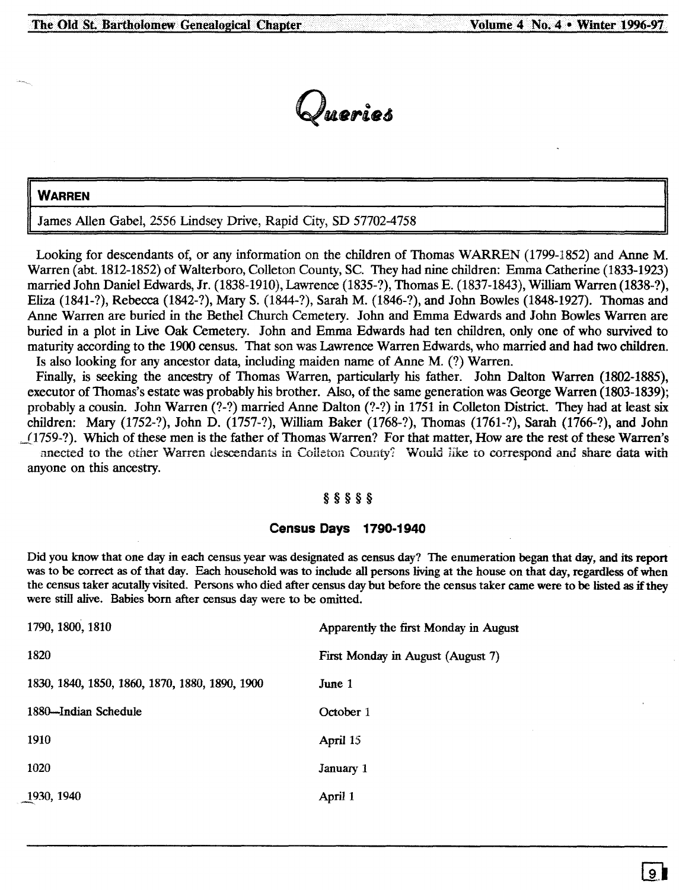# Queries

## WARREN

James Allen Gabel, 2556 Lindsey Drive, Rapid City, SD 57702-4758

Looking for descendants of, or any information on the children of Thomas WARREN (1799-1852) and Anne M. Warren (abt. 1812-1852) of Walterboro, Colleton County, SC. They had nine children: Emma Catherine (1833-1923) married John Daniel Edwards, Jr. (1838-1910), Lawrence (1835-?), Thomas E. (1837-1843), William Warren (1838-?), Eliza (1841-?), Rebecca (1842-?), Mary S. (1844-?), Sarah M. (1846-?), and John Bowles (1848-1927). Thomas and Anne Warren are buried in the Bethel Church Cemetery. John and Emma Edwards and John Bowles Warren are buried in a plot in Live Oak Cemetery. John and Emma Edwards had ten children, only one of who survived to maturity according to the 1900 census. That son was Lawrence Warren Edwards, who married and had two children.

Is also looking for any ancestor data, including maiden name of Anne M. (?) Warren.

Finally, is seeking the ancestry of Thomas Warren, particularly his father. John Dalton Warren (1802-1885), executor of Thomas's estate was probably his brother. Also, of the same generation was George Warren (1803-1839); probably a cousin. John Warren (?-?) married Anne Dalton (?-?) in 1751 in Colleton District. They had at least six children: Mary (1752-?), John D. (1757-?), William Baker (1768-?), Thomas (1761-?), Sarah (1766-?), and John (1759-?). Which of these men is the father of Thomas Warren? For that matter, How are the rest of these Warren's connected to the other Warren descendants in Colleton County? Would like to correspond and share data with anyone on this ancestry.

§ § § § §

### Census Days 1790-1940

Did you know that one day in each census year was designated as census day? The enumeration began that day, and its report was to be correct as of that day. Each household was to include all persons living at the house on that day, regardless of when the census taker acutally visited. Persons who died after census day but before the census taker came were to be listed as if they were still alive. Babies born after census day were to be omitted.

| | |
|---|---|
| 1790, 1800, 1810 | Apparently the first Monday in August |
| 1820 | First Monday in August (August 7) |
| 1830, 1840, 1850, 1860, 1870, 1880, 1890, 1900 | June 1 |
| 1880—Indian Schedule | October 1 |
| 1910 | April 15 |
| 1020 | January 1 |
| 1930, 1940 | April 1 |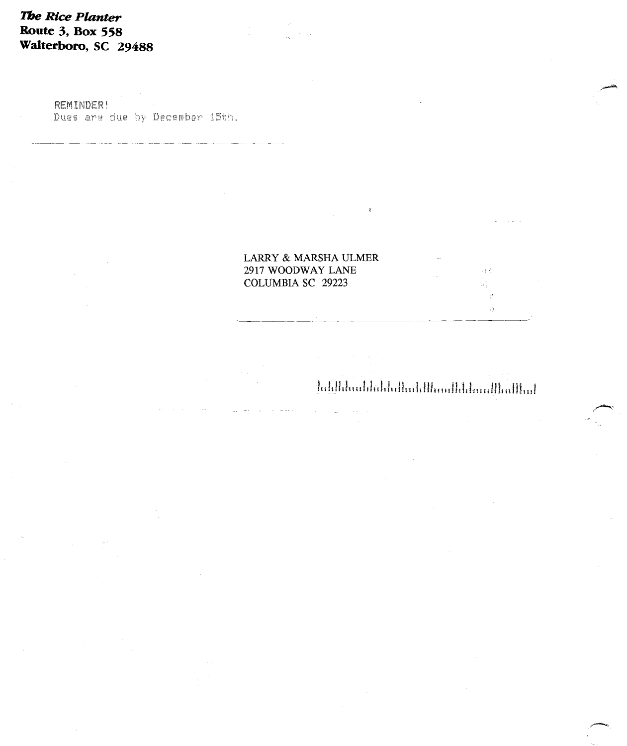***The Rice Planter***
**Route 3, Box 558**
**Walterboro, SC 29488**

REMINDER!
Dues are due by December 15th.

LARRY & MARSHA ULMER
2917 WOODWAY LANE
COLUMBIA SC 29223